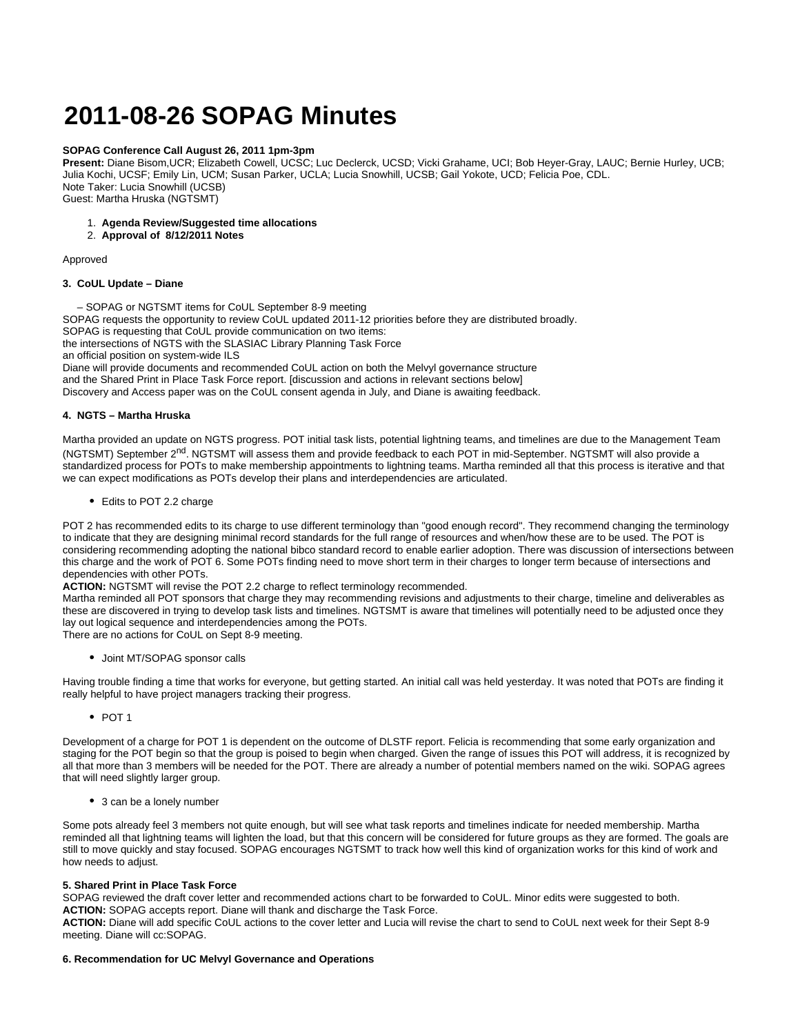# 2011-08-26 SOPAG Minutes

**SOPAG Conference Call August 26, 2011 1pm-3pm**
**Present:** Diane Bisom,UCR; Elizabeth Cowell, UCSC; Luc Declerck, UCSD; Vicki Grahame, UCI; Bob Heyer-Gray, LAUC; Bernie Hurley, UCB; Julia Kochi, UCSF; Emily Lin, UCM; Susan Parker, UCLA; Lucia Snowhill, UCSB; Gail Yokote, UCD; Felicia Poe, CDL.
Note Taker: Lucia Snowhill (UCSB)
Guest: Martha Hruska (NGTSMT)

1. **Agenda Review/Suggested time allocations**
2. **Approval of 8/12/2011 Notes**

Approved

**3. CoUL Update – Diane**

– SOPAG or NGTSMT items for CoUL September 8-9 meeting
SOPAG requests the opportunity to review CoUL updated 2011-12 priorities before they are distributed broadly.
SOPAG is requesting that CoUL provide communication on two items:
the intersections of NGTS with the SLASIAC Library Planning Task Force
an official position on system-wide ILS
Diane will provide documents and recommended CoUL action on both the Melvyl governance structure
and the Shared Print in Place Task Force report. [discussion and actions in relevant sections below]
Discovery and Access paper was on the CoUL consent agenda in July, and Diane is awaiting feedback.

**4. NGTS – Martha Hruska**

Martha provided an update on NGTS progress. POT initial task lists, potential lightning teams, and timelines are due to the Management Team (NGTSMT) September 2nd. NGTSMT will assess them and provide feedback to each POT in mid-September. NGTSMT will also provide a standardized process for POTs to make membership appointments to lightning teams. Martha reminded all that this process is iterative and that we can expect modifications as POTs develop their plans and interdependencies are articulated.

- Edits to POT 2.2 charge

POT 2 has recommended edits to its charge to use different terminology than "good enough record". They recommend changing the terminology to indicate that they are designing minimal record standards for the full range of resources and when/how these are to be used. The POT is considering recommending adopting the national bibco standard record to enable earlier adoption. There was discussion of intersections between this charge and the work of POT 6. Some POTs finding need to move short term in their charges to longer term because of intersections and dependencies with other POTs.
**ACTION:** NGTSMT will revise the POT 2.2 charge to reflect terminology recommended.
Martha reminded all POT sponsors that charge they may recommending revisions and adjustments to their charge, timeline and deliverables as these are discovered in trying to develop task lists and timelines. NGTSMT is aware that timelines will potentially need to be adjusted once they lay out logical sequence and interdependencies among the POTs.
There are no actions for CoUL on Sept 8-9 meeting.

- Joint MT/SOPAG sponsor calls

Having trouble finding a time that works for everyone, but getting started. An initial call was held yesterday. It was noted that POTs are finding it really helpful to have project managers tracking their progress.

- POT 1

Development of a charge for POT 1 is dependent on the outcome of DLSTF report. Felicia is recommending that some early organization and staging for the POT begin so that the group is poised to begin when charged. Given the range of issues this POT will address, it is recognized by all that more than 3 members will be needed for the POT. There are already a number of potential members named on the wiki. SOPAG agrees that will need slightly larger group.

- 3 can be a lonely number

Some pots already feel 3 members not quite enough, but will see what task reports and timelines indicate for needed membership. Martha reminded all that lightning teams will lighten the load, but that this concern will be considered for future groups as they are formed. The goals are still to move quickly and stay focused. SOPAG encourages NGTSMT to track how well this kind of organization works for this kind of work and how needs to adjust.

**5. Shared Print in Place Task Force**
SOPAG reviewed the draft cover letter and recommended actions chart to be forwarded to CoUL. Minor edits were suggested to both.
**ACTION:** SOPAG accepts report. Diane will thank and discharge the Task Force.
**ACTION:** Diane will add specific CoUL actions to the cover letter and Lucia will revise the chart to send to CoUL next week for their Sept 8-9 meeting. Diane will cc:SOPAG.

**6. Recommendation for UC Melvyl Governance and Operations**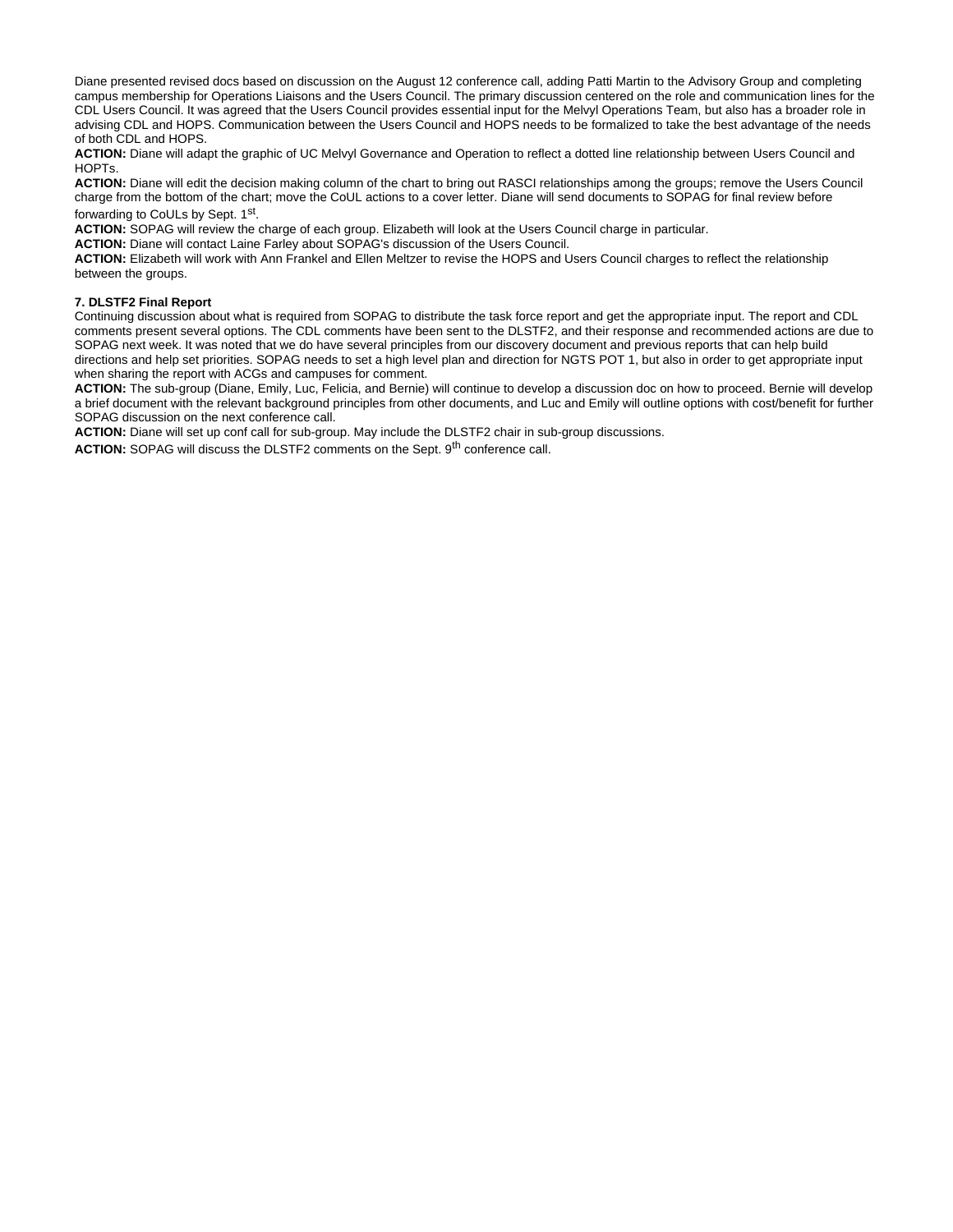Diane presented revised docs based on discussion on the August 12 conference call, adding Patti Martin to the Advisory Group and completing campus membership for Operations Liaisons and the Users Council. The primary discussion centered on the role and communication lines for the CDL Users Council. It was agreed that the Users Council provides essential input for the Melvyl Operations Team, but also has a broader role in advising CDL and HOPS. Communication between the Users Council and HOPS needs to be formalized to take the best advantage of the needs of both CDL and HOPS.

**ACTION:** Diane will adapt the graphic of UC Melvyl Governance and Operation to reflect a dotted line relationship between Users Council and HOPTs.

**ACTION:** Diane will edit the decision making column of the chart to bring out RASCI relationships among the groups; remove the Users Council charge from the bottom of the chart; move the CoUL actions to a cover letter. Diane will send documents to SOPAG for final review before forwarding to CoULs by Sept. 1st.

**ACTION:** SOPAG will review the charge of each group. Elizabeth will look at the Users Council charge in particular.

**ACTION:** Diane will contact Laine Farley about SOPAG's discussion of the Users Council.

**ACTION:** Elizabeth will work with Ann Frankel and Ellen Meltzer to revise the HOPS and Users Council charges to reflect the relationship between the groups.

**7. DLSTF2 Final Report**

Continuing discussion about what is required from SOPAG to distribute the task force report and get the appropriate input. The report and CDL comments present several options. The CDL comments have been sent to the DLSTF2, and their response and recommended actions are due to SOPAG next week. It was noted that we do have several principles from our discovery document and previous reports that can help build directions and help set priorities. SOPAG needs to set a high level plan and direction for NGTS POT 1, but also in order to get appropriate input when sharing the report with ACGs and campuses for comment.

**ACTION:** The sub-group (Diane, Emily, Luc, Felicia, and Bernie) will continue to develop a discussion doc on how to proceed. Bernie will develop a brief document with the relevant background principles from other documents, and Luc and Emily will outline options with cost/benefit for further SOPAG discussion on the next conference call.

**ACTION:** Diane will set up conf call for sub-group. May include the DLSTF2 chair in sub-group discussions.

**ACTION:** SOPAG will discuss the DLSTF2 comments on the Sept. 9th conference call.